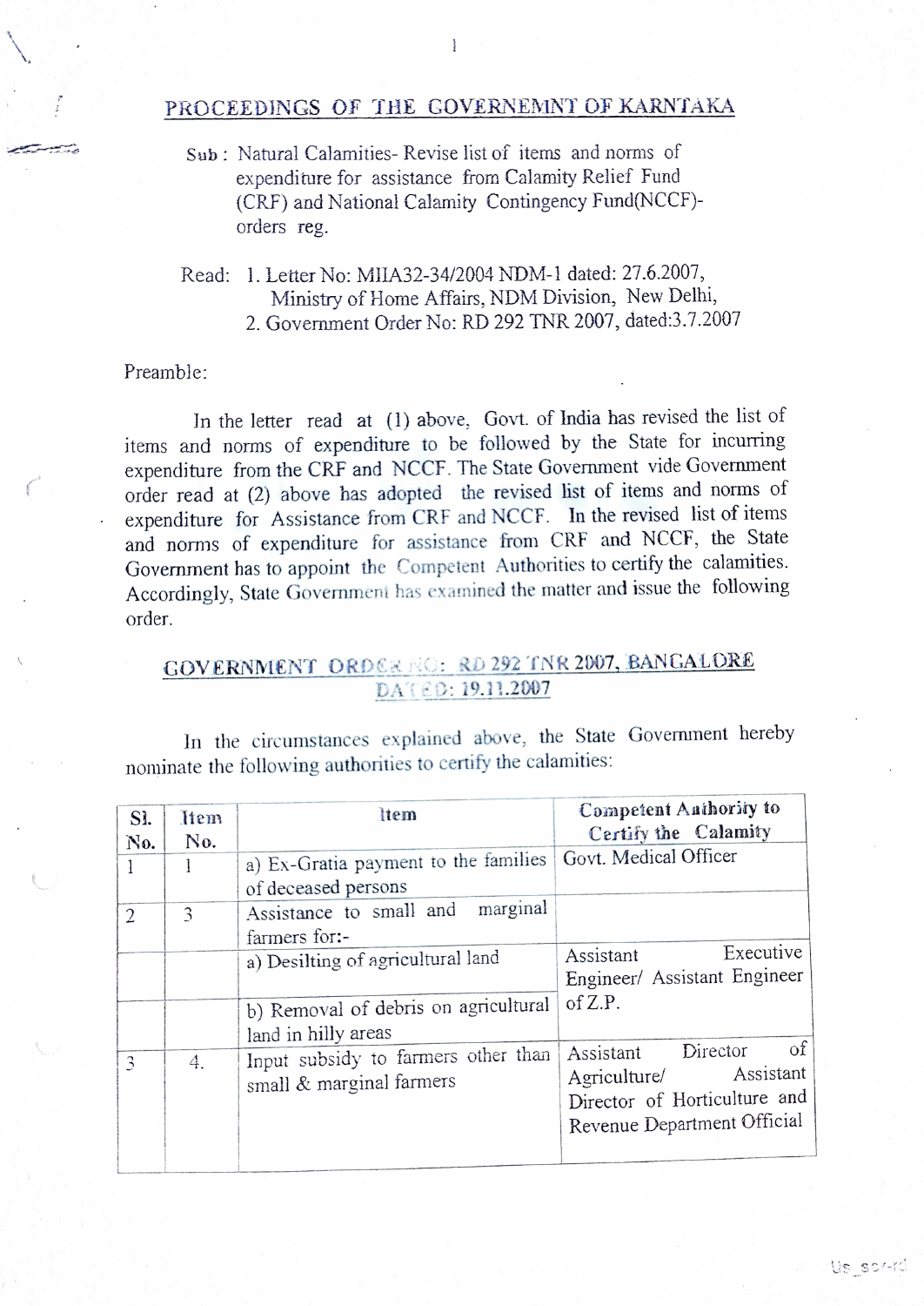## PROCEEDINGS OF THE GOVERNEMNT OF KARNTAKA

Sub : Natural Calamities- Revise list of items and norms of expenditure for assistance from Calamity Relief Fund (CRF) and National Calamity Contingency Fund(NCCF)- orders reg.

Read: 1. Letter No: MIIA32-34/2004 NDM-1 dated: 27.6.2007, Ministry of Home Affairs, NDM Division, New Delhi,
2. Government Order No: RD 292 TNR 2007, dated:3.7.2007

Preamble:

In the letter read at (1) above, Govt. of India has revised the list of items and norms of expenditure to be followed by the State for incurring expenditure from the CRF and NCCF. The State Government vide Government order read at (2) above has adopted the revised list of items and norms of expenditure for Assistance from CRF and NCCF. In the revised list of items and norms of expenditure for assistance from CRF and NCCF, the State Government has to appoint the Competent Authorities to certify the calamities. Accordingly, State Government has examined the matter and issue the following order.

## GOVERNMENT ORDER NO: RD 292 TNR 2007, BANGALORE DATED: 19.11.2007

In the circumstances explained above, the State Government hereby nominate the following authorities to certify the calamities:

| Sl. No. | Item No. | Item | Competent Authority to Certify the Calamity |
|---|---|---|---|
| 1 | 1 | a) Ex-Gratia payment to the families of deceased persons | Govt. Medical Officer |
| 2 | 3 | Assistance to small and marginal farmers for:- | |
| | | a) Desilting of agricultural land | Assistant Executive Engineer/ Assistant Engineer of Z.P. |
| | | b) Removal of debris on agricultural land in hilly areas | |
| 3 | 4. | Input subsidy to farmers other than small & marginal farmers | Assistant Director of Agriculture/ Assistant Director of Horticulture and Revenue Department Official |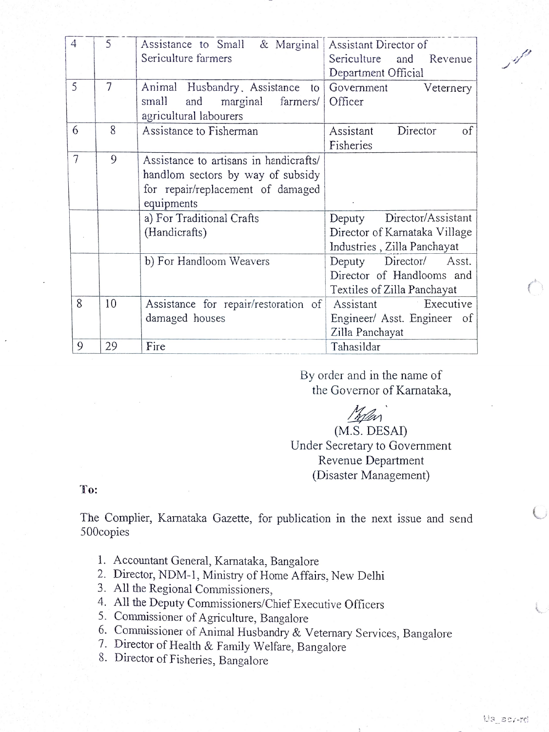| | | | |
|---|---|---|---|
| 4 | 5 | Assistance to Small & Marginal Sericulture farmers | Assistant Director of Sericulture and Revenue Department Official |
| 5 | 7 | Animal Husbandry. Assistance to small and marginal farmers/ agricultural labourers | Government Veterney Officer |
| 6 | 8 | Assistance to Fisherman | Assistant Director of Fisheries |
| 7 | 9 | Assistance to artisans in handicrafts/ handlom sectors by way of subsidy for repair/replacement of damaged equipments | |
| | | a) For Traditional Crafts (Handicrafts) | Deputy Director/Assistant Director of Karnataka Village Industries , Zilla Panchayat |
| | | b) For Handloom Weavers | Deputy Director/ Asst. Director of Handlooms and Textiles of Zilla Panchayat |
| 8 | 10 | Assistance for repair/restoration of damaged houses | Assistant Executive Engineer/ Asst. Engineer of Zilla Panchayat |
| 9 | 29 | Fire | Tahasildar |

By order and in the name of
the Governor of Karnataka,

(M.S. DESAI)
Under Secretary to Government
Revenue Department
(Disaster Management)

**To:**

The Complier, Karnataka Gazette, for publication in the next issue and send 500copies

1. Accountant General, Karnataka, Bangalore
2. Director, NDM-1, Ministry of Home Affairs, New Delhi
3. All the Regional Commissioners,
4. All the Deputy Commissioners/Chief Executive Officers
5. Commissioner of Agriculture, Bangalore
6. Commissioner of Animal Husbandry & Veternary Services, Bangalore
7. Director of Health & Family Welfare, Bangalore
8. Director of Fisheries, Bangalore